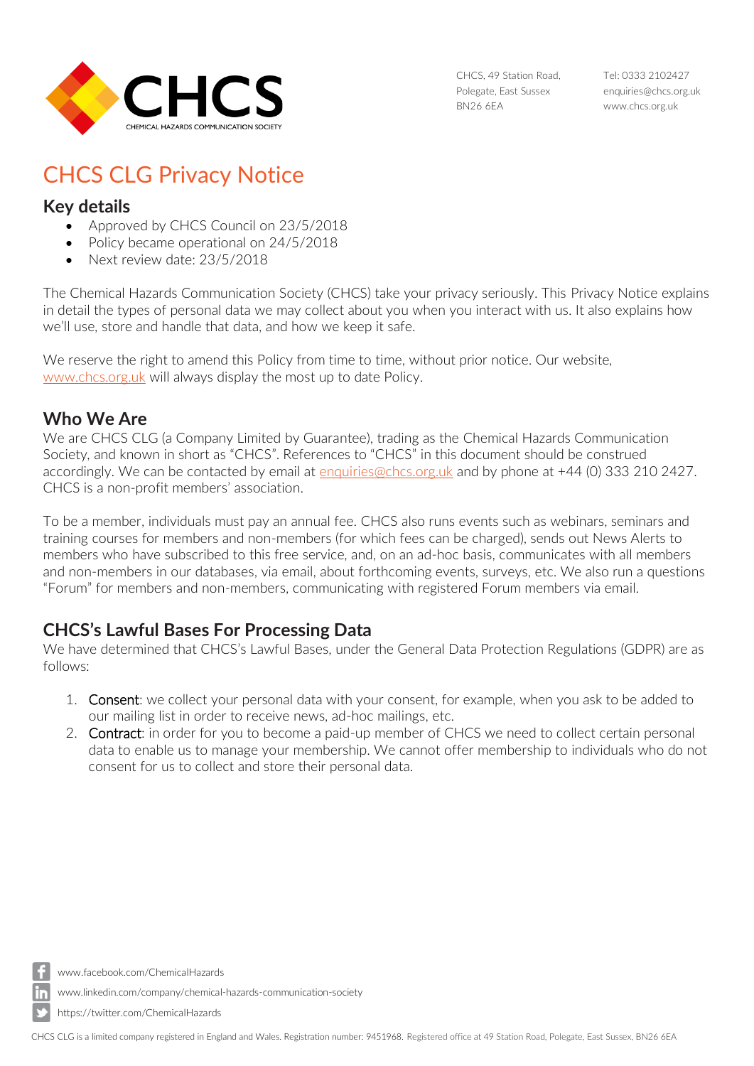# CHCS CLG Privacy Notice

## Key details

- Approved by CHCS Council on 23/5/2018
- Policy became operational on 24/5/2018
- Next review date: 23/5/2018

The Chemical Hazards Communication Society (CHCS) take your privacy seriously. This Privacy Notice explains in detail the types of personal data we may collect about you when you interact with us. It also explains how we'll use, store and handle that data, and how we keep it safe.

We reserve the right to amend this Policy from time to time, without prior notice. Our website, www.chcs.org.uk will always display the most up to date Policy.

## Who We Are

We are CHCS CLG (a Company Limited by Guarantee), trading as the Chemical Hazards Communication Society, and known in short as "CHCS". References to "CHCS" in this document should be construed accordingly. We can be contacted by email at enquiries@chcs.org.uk and by phone at +44 (0) 333 210 2427. CHCS is a non-profit members' association.

To be a member, individuals must pay an annual fee. CHCS also runs events such as webinars, seminars and training courses for members and non-members (for which fees can be charged), sends out News Alerts to members who have subscribed to this free service, and, on an ad-hoc basis, communicates with all members and non-members in our databases, via email, about forthcoming events, surveys, etc. We also run a questions "Forum" for members and non-members, communicating with registered Forum members via email.

## CHCS's Lawful Bases For Processing Data

We have determined that CHCS's Lawful Bases, under the General Data Protection Regulations (GDPR) are as follows:

1. Consent: we collect your personal data with your consent, for example, when you ask to be added to our mailing list in order to receive news, ad-hoc mailings, etc.
2. Contract: in order for you to become a paid-up member of CHCS we need to collect certain personal data to enable us to manage your membership. We cannot offer membership to individuals who do not consent for us to collect and store their personal data.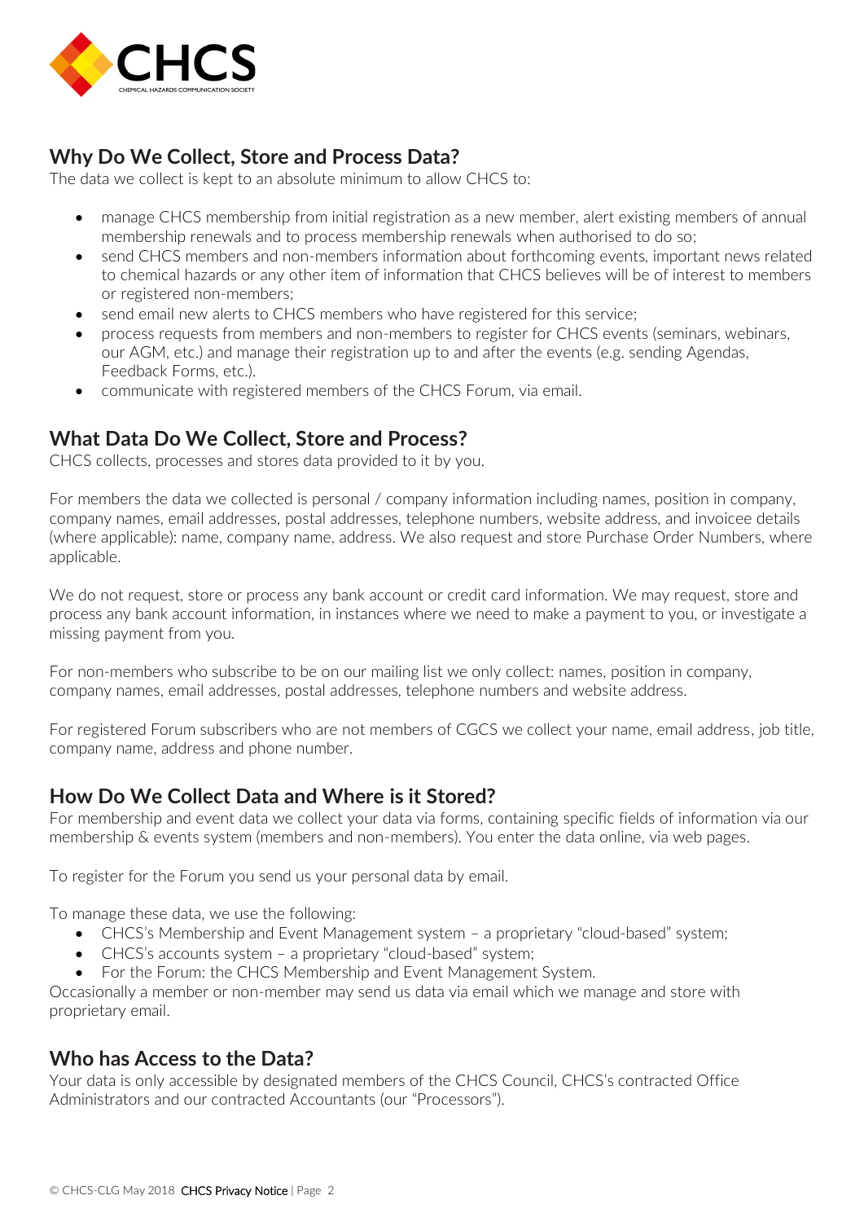## Why Do We Collect, Store and Process Data?

The data we collect is kept to an absolute minimum to allow CHCS to:

- manage CHCS membership from initial registration as a new member, alert existing members of annual membership renewals and to process membership renewals when authorised to do so;
- send CHCS members and non-members information about forthcoming events, important news related to chemical hazards or any other item of information that CHCS believes will be of interest to members or registered non-members;
- send email new alerts to CHCS members who have registered for this service;
- process requests from members and non-members to register for CHCS events (seminars, webinars, our AGM, etc.) and manage their registration up to and after the events (e.g. sending Agendas, Feedback Forms, etc.).
- communicate with registered members of the CHCS Forum, via email.

## What Data Do We Collect, Store and Process?

CHCS collects, processes and stores data provided to it by you.

For members the data we collected is personal / company information including names, position in company, company names, email addresses, postal addresses, telephone numbers, website address, and invoicee details (where applicable): name, company name, address. We also request and store Purchase Order Numbers, where applicable.

We do not request, store or process any bank account or credit card information. We may request, store and process any bank account information, in instances where we need to make a payment to you, or investigate a missing payment from you.

For non-members who subscribe to be on our mailing list we only collect: names, position in company, company names, email addresses, postal addresses, telephone numbers and website address.

For registered Forum subscribers who are not members of CGCS we collect your name, email address, job title, company name, address and phone number.

## How Do We Collect Data and Where is it Stored?

For membership and event data we collect your data via forms, containing specific fields of information via our membership & events system (members and non-members). You enter the data online, via web pages.

To register for the Forum you send us your personal data by email.

To manage these data, we use the following:

- CHCS's Membership and Event Management system – a proprietary "cloud-based" system;
- CHCS's accounts system – a proprietary "cloud-based" system;
- For the Forum: the CHCS Membership and Event Management System.

Occasionally a member or non-member may send us data via email which we manage and store with proprietary email.

## Who has Access to the Data?

Your data is only accessible by designated members of the CHCS Council, CHCS's contracted Office Administrators and our contracted Accountants (our "Processors").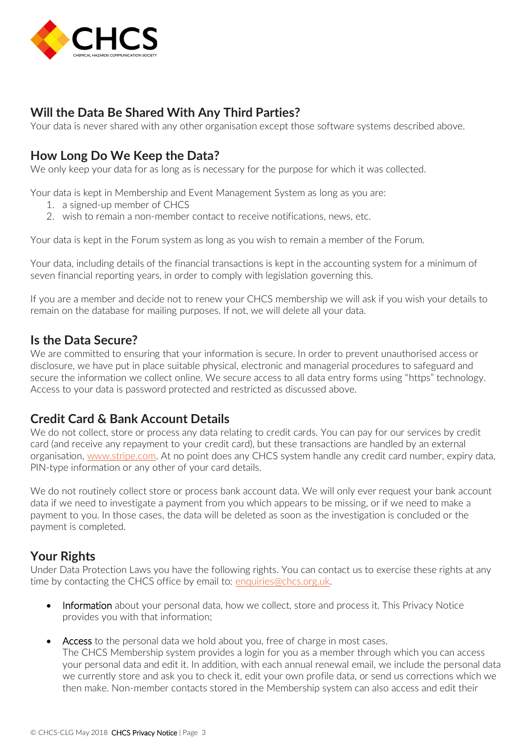## Will the Data Be Shared With Any Third Parties?

Your data is never shared with any other organisation except those software systems described above.

## How Long Do We Keep the Data?

We only keep your data for as long as is necessary for the purpose for which it was collected.

Your data is kept in Membership and Event Management System as long as you are:

1. a signed-up member of CHCS
2. wish to remain a non-member contact to receive notifications, news, etc.

Your data is kept in the Forum system as long as you wish to remain a member of the Forum.

Your data, including details of the financial transactions is kept in the accounting system for a minimum of seven financial reporting years, in order to comply with legislation governing this.

If you are a member and decide not to renew your CHCS membership we will ask if you wish your details to remain on the database for mailing purposes. If not, we will delete all your data.

## Is the Data Secure?

We are committed to ensuring that your information is secure. In order to prevent unauthorised access or disclosure, we have put in place suitable physical, electronic and managerial procedures to safeguard and secure the information we collect online. We secure access to all data entry forms using "https" technology. Access to your data is password protected and restricted as discussed above.

## Credit Card & Bank Account Details

We do not collect, store or process any data relating to credit cards. You can pay for our services by credit card (and receive any repayment to your credit card), but these transactions are handled by an external organisation, www.stripe.com. At no point does any CHCS system handle any credit card number, expiry data, PIN-type information or any other of your card details.

We do not routinely collect store or process bank account data. We will only ever request your bank account data if we need to investigate a payment from you which appears to be missing, or if we need to make a payment to you. In those cases, the data will be deleted as soon as the investigation is concluded or the payment is completed.

## Your Rights

Under Data Protection Laws you have the following rights. You can contact us to exercise these rights at any time by contacting the CHCS office by email to: enquiries@chcs.org.uk.

- Information about your personal data, how we collect, store and process it. This Privacy Notice provides you with that information;

- Access to the personal data we hold about you, free of charge in most cases.
  The CHCS Membership system provides a login for you as a member through which you can access your personal data and edit it. In addition, with each annual renewal email, we include the personal data we currently store and ask you to check it, edit your own profile data, or send us corrections which we then make. Non-member contacts stored in the Membership system can also access and edit their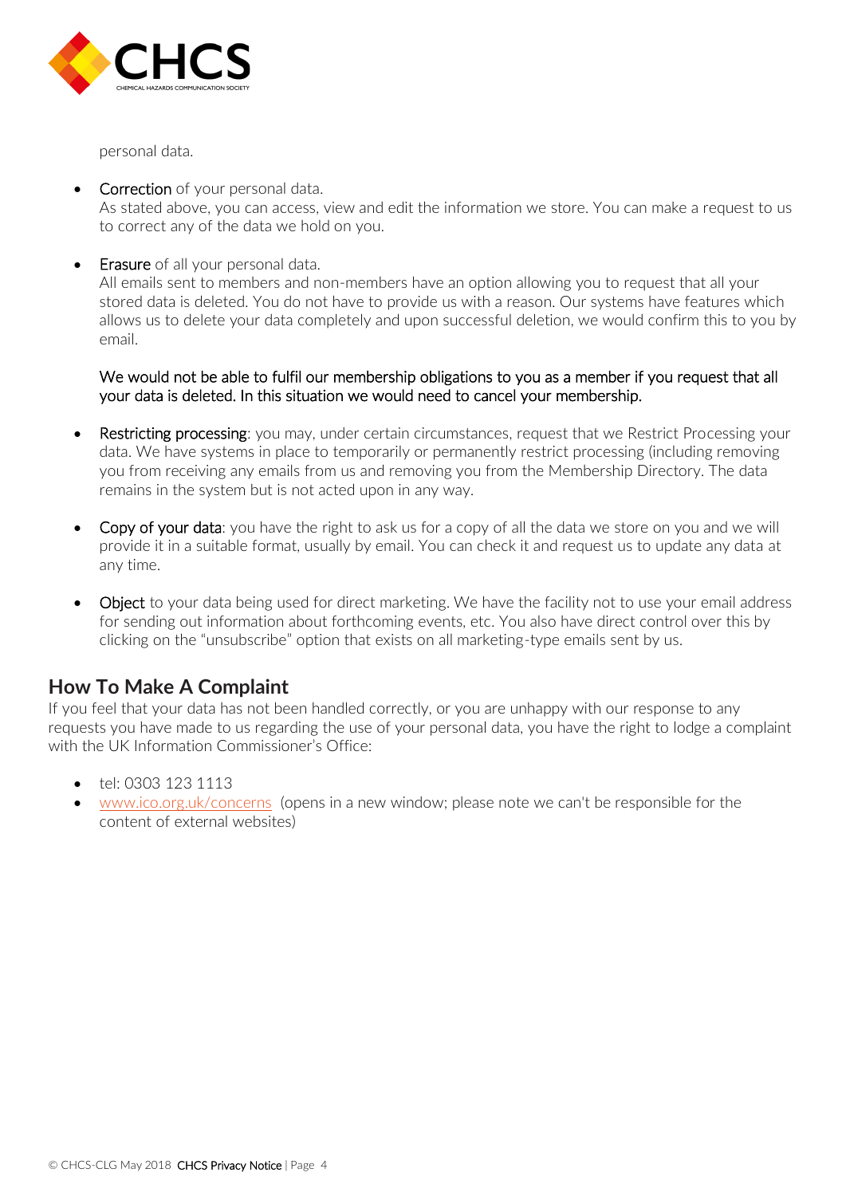personal data.

- Correction of your personal data.
  As stated above, you can access, view and edit the information we store. You can make a request to us to correct any of the data we hold on you.

- Erasure of all your personal data.
  All emails sent to members and non-members have an option allowing you to request that all your stored data is deleted. You do not have to provide us with a reason. Our systems have features which allows us to delete your data completely and upon successful deletion, we would confirm this to you by email.

  We would not be able to fulfil our membership obligations to you as a member if you request that all your data is deleted. In this situation we would need to cancel your membership.

- Restricting processing: you may, under certain circumstances, request that we Restrict Processing your data. We have systems in place to temporarily or permanently restrict processing (including removing you from receiving any emails from us and removing you from the Membership Directory. The data remains in the system but is not acted upon in any way.

- Copy of your data: you have the right to ask us for a copy of all the data we store on you and we will provide it in a suitable format, usually by email. You can check it and request us to update any data at any time.

- Object to your data being used for direct marketing. We have the facility not to use your email address for sending out information about forthcoming events, etc. You also have direct control over this by clicking on the "unsubscribe" option that exists on all marketing-type emails sent by us.

## How To Make A Complaint

If you feel that your data has not been handled correctly, or you are unhappy with our response to any requests you have made to us regarding the use of your personal data, you have the right to lodge a complaint with the UK Information Commissioner's Office:

- tel: 0303 123 1113
- www.ico.org.uk/concerns (opens in a new window; please note we can't be responsible for the content of external websites)